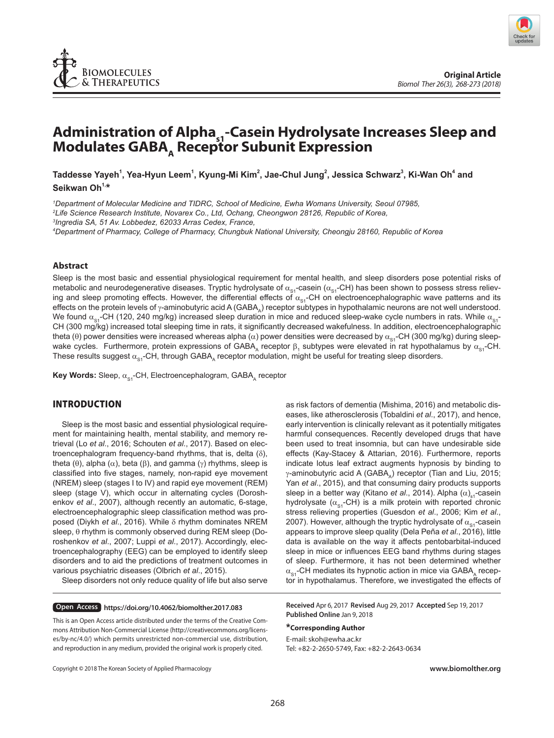Original Article

# Administration of Alpha$_{s1}$-Casein Hydrolysate Increases Sleep and Modulates GABA$_A$ Receptor Subunit Expression

**Taddesse Yayeh[1], Yea-Hyun Leem[1], Kyung-Mi Kim[2], Jae-Chul Jung[2], Jessica Schwarz[3], Ki-Wan Oh[4] and Seikwan Oh[1,*]**

*[1]Department of Molecular Medicine and TIDRC, School of Medicine, Ewha Womans University, Seoul 07985,*
*[2]Life Science Research Institute, Novarex Co., Ltd, Ochang, Cheongwon 28126, Republic of Korea,*
*[3]Ingredia SA, 51 Av. Lobbedez, 62033 Arras Cedex, France,*
*[4]Department of Pharmacy, College of Pharmacy, Chungbuk National University, Cheongju 28160, Republic of Korea*

## Abstract

Sleep is the most basic and essential physiological requirement for mental health, and sleep disorders pose potential risks of metabolic and neurodegenerative diseases. Tryptic hydrolysate of $\alpha_{S1}$-casein ($\alpha_{S1}$-CH) has been shown to possess stress relieving and sleep promoting effects. However, the differential effects of $\alpha_{S1}$-CH on electroencephalographic wave patterns and its effects on the protein levels of $\gamma$-aminobutyric acid A (GABA$_A$) receptor subtypes in hypothalamic neurons are not well understood. We found $\alpha_{S1}$-CH (120, 240 mg/kg) increased sleep duration in mice and reduced sleep-wake cycle numbers in rats. While $\alpha_{S1}$-CH (300 mg/kg) increased total sleeping time in rats, it significantly decreased wakefulness. In addition, electroencephalographic theta ($\theta$) power densities were increased whereas alpha ($\alpha$) power densities were decreased by $\alpha_{S1}$-CH (300 mg/kg) during sleep-wake cycles. Furthermore, protein expressions of GABA$_A$ receptor $\beta_1$ subtypes were elevated in rat hypothalamus by $\alpha_{S1}$-CH. These results suggest $\alpha_{S1}$-CH, through GABA$_A$ receptor modulation, might be useful for treating sleep disorders.

**Key Words:** Sleep, $\alpha_{S1}$-CH, Electroencephalogram, GABA$_A$ receptor

## INTRODUCTION

Sleep is the most basic and essential physiological requirement for maintaining health, mental stability, and memory retrieval (Lo *et al*., 2016; Schouten *et al*., 2017). Based on electroencephalogram frequency-band rhythms, that is, delta ($\delta$), theta ($\theta$), alpha ($\alpha$), beta ($\beta$), and gamma ($\gamma$) rhythms, sleep is classified into five stages, namely, non-rapid eye movement (NREM) sleep (stages I to IV) and rapid eye movement (REM) sleep (stage V), which occur in alternating cycles (Doroshenkov *et al*., 2007), although recently an automatic, 6-stage, electroencephalographic sleep classification method was proposed (Diykh *et al*., 2016). While $\delta$ rhythm dominates NREM sleep, $\theta$ rhythm is commonly observed during REM sleep (Doroshenkov *et al*., 2007; Luppi *et al*., 2017). Accordingly, electroencephalography (EEG) can be employed to identify sleep disorders and to aid the predictions of treatment outcomes in various psychiatric diseases (Olbrich *et al*., 2015).

Sleep disorders not only reduce quality of life but also serve as risk factors of dementia (Mishima, 2016) and metabolic diseases, like atherosclerosis (Tobaldini *et al*., 2017), and hence, early intervention is clinically relevant as it potentially mitigates harmful consequences. Recently developed drugs that have been used to treat insomnia, but can have undesirable side effects (Kay-Stacey & Attarian, 2016). Furthermore, reports indicate lotus leaf extract augments hypnosis by binding to $\gamma$-aminobutyric acid A (GABA$_A$) receptor (Tian and Liu, 2015; Yan *et al*., 2015), and that consuming dairy products supports sleep in a better way (Kitano *et al*., 2014). Alpha ($\alpha$)$_{s1}$-casein hydrolysate ($\alpha_{S1}$-CH) is a milk protein with reported chronic stress relieving properties (Guesdon *et al*., 2006; Kim *et al*., 2007). However, although the tryptic hydrolysate of $\alpha_{S1}$-casein appears to improve sleep quality (Dela Peña *et al*., 2016), little data is available on the way it affects pentobarbital-induced sleep in mice or influences EEG band rhythms during stages of sleep. Furthermore, it has not been determined whether $\alpha_{S1}$-CH mediates its hypnotic action in mice via GABA$_A$ receptor in hypothalamus. Therefore, we investigated the effects of

**Open Access** https://doi.org/10.4062/biomolther.2017.083

This is an Open Access article distributed under the terms of the Creative Commons Attribution Non-Commercial License (http://creativecommons.org/licenses/by-nc/4.0/) which permits unrestricted non-commercial use, distribution, and reproduction in any medium, provided the original work is properly cited.

**Received** Apr 6, 2017 **Revised** Aug 29, 2017 **Accepted** Sep 19, 2017
**Published Online** Jan 9, 2018

**\*Corresponding Author**
E-mail: skoh@ewha.ac.kr
Tel: +82-2-2650-5749, Fax: +82-2-2643-0634

Copyright © 2018 The Korean Society of Applied Pharmacology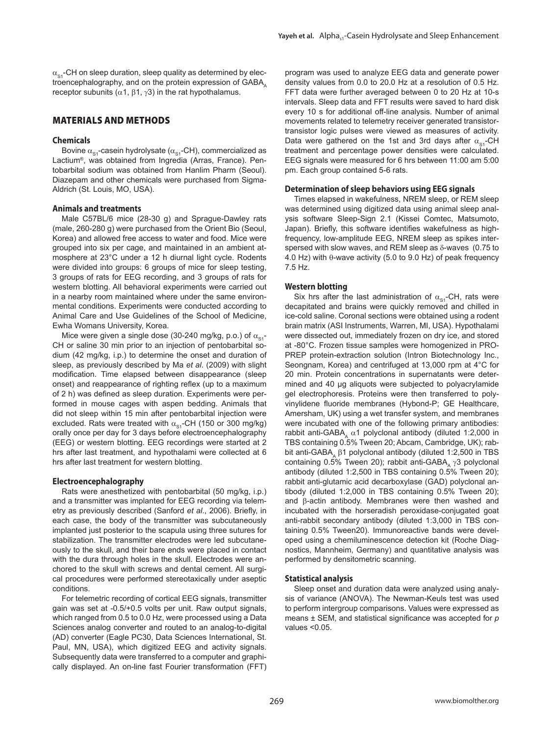$\alpha_{S1}$-CH on sleep duration, sleep quality as determined by electroencephalography, and on the protein expression of $GABA_A$ receptor subunits ($\alpha$1, $\beta$1, $\gamma$3) in the rat hypothalamus.

## MATERIALS AND METHODS

### Chemicals

Bovine $\alpha_{S1}$-casein hydrolysate ($\alpha_{S1}$-CH), commercialized as Lactium®, was obtained from Ingredia (Arras, France). Pentobarbital sodium was obtained from Hanlim Pharm (Seoul). Diazepam and other chemicals were purchased from Sigma-Aldrich (St. Louis, MO, USA).

### Animals and treatments

Male C57BL/6 mice (28-30 g) and Sprague-Dawley rats (male, 260-280 g) were purchased from the Orient Bio (Seoul, Korea) and allowed free access to water and food. Mice were grouped into six per cage, and maintained in an ambient atmosphere at 23°C under a 12 h diurnal light cycle. Rodents were divided into groups: 6 groups of mice for sleep testing, 3 groups of rats for EEG recording, and 3 groups of rats for western blotting. All behavioral experiments were carried out in a nearby room maintained where under the same environmental conditions. Experiments were conducted according to Animal Care and Use Guidelines of the School of Medicine, Ewha Womans University, Korea.

Mice were given a single dose (30-240 mg/kg, p.o.) of $\alpha_{S1}$-CH or saline 30 min prior to an injection of pentobarbital sodium (42 mg/kg, i.p.) to determine the onset and duration of sleep, as previously described by Ma *et al*. (2009) with slight modification. Time elapsed between disappearance (sleep onset) and reappearance of righting reflex (up to a maximum of 2 h) was defined as sleep duration. Experiments were performed in mouse cages with aspen bedding. Animals that did not sleep within 15 min after pentobarbital injection were excluded. Rats were treated with $\alpha_{S1}$-CH (150 or 300 mg/kg) orally once per day for 3 days before electroencephalography (EEG) or western blotting. EEG recordings were started at 2 hrs after last treatment, and hypothalami were collected at 6 hrs after last treatment for western blotting.

### Electroencephalography

Rats were anesthetized with pentobarbital (50 mg/kg, i.p.) and a transmitter was implanted for EEG recording via telemetry as previously described (Sanford *et al*., 2006). Briefly, in each case, the body of the transmitter was subcutaneously implanted just posterior to the scapula using three sutures for stabilization. The transmitter electrodes were led subcutaneously to the skull, and their bare ends were placed in contact with the dura through holes in the skull. Electrodes were anchored to the skull with screws and dental cement. All surgical procedures were performed stereotaxically under aseptic conditions.

For telemetric recording of cortical EEG signals, transmitter gain was set at -0.5/+0.5 volts per unit. Raw output signals, which ranged from 0.5 to 0.0 Hz, were processed using a Data Sciences analog converter and routed to an analog-to-digital (AD) converter (Eagle PC30, Data Sciences International, St. Paul, MN, USA), which digitized EEG and activity signals. Subsequently data were transferred to a computer and graphically displayed. An on-line fast Fourier transformation (FFT) program was used to analyze EEG data and generate power density values from 0.0 to 20.0 Hz at a resolution of 0.5 Hz. FFT data were further averaged between 0 to 20 Hz at 10-s intervals. Sleep data and FFT results were saved to hard disk every 10 s for additional off-line analysis. Number of animal movements related to telemetry receiver generated transistor-transistor logic pulses were viewed as measures of activity. Data were gathered on the 1st and 3rd days after $\alpha_{S1}$-CH treatment and percentage power densities were calculated. EEG signals were measured for 6 hrs between 11:00 am 5:00 pm. Each group contained 5-6 rats.

### Determination of sleep behaviors using EEG signals

Times elapsed in wakefulness, NREM sleep, or REM sleep was determined using digitized data using animal sleep analysis software Sleep-Sign 2.1 (Kissei Comtec, Matsumoto, Japan). Briefly, this software identifies wakefulness as high-frequency, low-amplitude EEG, NREM sleep as spikes interspersed with slow waves, and REM sleep as $\delta$-waves (0.75 to 4.0 Hz) with $\theta$-wave activity (5.0 to 9.0 Hz) of peak frequency 7.5 Hz.

### Western blotting

Six hrs after the last administration of $\alpha_{S1}$-CH, rats were decapitated and brains were quickly removed and chilled in ice-cold saline. Coronal sections were obtained using a rodent brain matrix (ASI Instruments, Warren, MI, USA). Hypothalami were dissected out, immediately frozen on dry ice, and stored at -80°C. Frozen tissue samples were homogenized in PRO-PREP protein-extraction solution (Intron Biotechnology Inc., Seongnam, Korea) and centrifuged at 13,000 rpm at 4°C for 20 min. Protein concentrations in supernatants were determined and 40 μg aliquots were subjected to polyacrylamide gel electrophoresis. Proteins were then transferred to polyvinylidene fluoride membranes (Hybond-P; GE Healthcare, Amersham, UK) using a wet transfer system, and membranes were incubated with one of the following primary antibodies: rabbit anti-$GABA_A$ $\alpha$1 polyclonal antibody (diluted 1:2,000 in TBS containing 0.5% Tween 20; Abcam, Cambridge, UK); rabbit anti-$GABA_A$ $\beta$1 polyclonal antibody (diluted 1:2,500 in TBS containing 0.5% Tween 20); rabbit anti-$GABA_A$ $\gamma$3 polyclonal antibody (diluted 1:2,500 in TBS containing 0.5% Tween 20); rabbit anti-glutamic acid decarboxylase (GAD) polyclonal antibody (diluted 1:2,000 in TBS containing 0.5% Tween 20); and $\beta$-actin antibody. Membranes were then washed and incubated with the horseradish peroxidase-conjugated goat anti-rabbit secondary antibody (diluted 1:3,000 in TBS containing 0.5% Tween20). Immunoreactive bands were developed using a chemiluminescence detection kit (Roche Diagnostics, Mannheim, Germany) and quantitative analysis was performed by densitometric scanning.

### Statistical analysis

Sleep onset and duration data were analyzed using analysis of variance (ANOVA). The Newman-Keuls test was used to perform intergroup comparisons. Values were expressed as means ± SEM, and statistical significance was accepted for $p$ values <0.05.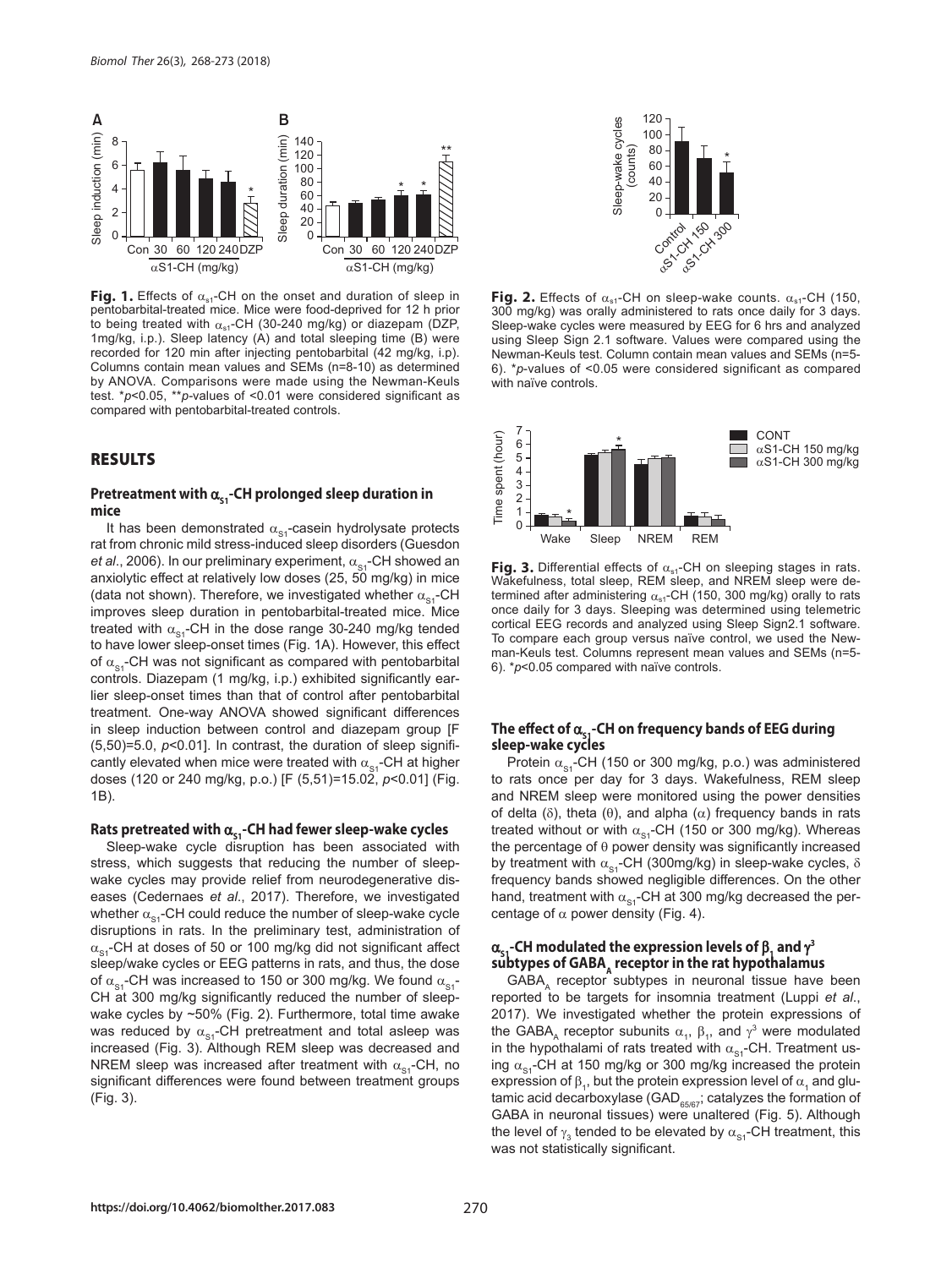**Fig. 1.** Effects of $\alpha_{s1}$-CH on the onset and duration of sleep in pentobarbital-treated mice. Mice were food-deprived for 12 h prior to being treated with $\alpha_{s1}$-CH (30-240 mg/kg) or diazepam (DZP, 1mg/kg, i.p.). Sleep latency (A) and total sleeping time (B) were recorded for 120 min after injecting pentobarbital (42 mg/kg, i.p). Columns contain mean values and SEMs (n=8-10) as determined by ANOVA. Comparisons were made using the Newman-Keuls test. *p<0.05, **p-values of <0.01 were considered significant as compared with pentobarbital-treated controls.

**Fig. 2.** Effects of $\alpha_{s1}$-CH on sleep-wake counts. $\alpha_{s1}$-CH (150, 300 mg/kg) was orally administered to rats once daily for 3 days. Sleep-wake cycles were measured by EEG for 6 hrs and analyzed using Sleep Sign 2.1 software. Values were compared using the Newman-Keuls test. Column contain mean values and SEMs (n=5-6). *p-values of <0.05 were considered significant as compared with naïve controls.

**Fig. 3.** Differential effects of $\alpha_{s1}$-CH on sleeping stages in rats. Wakefulness, total sleep, REM sleep, and NREM sleep were determined after administering $\alpha_{s1}$-CH (150, 300 mg/kg) orally to rats once daily for 3 days. Sleeping was determined using telemetric cortical EEG records and analyzed using Sleep Sign2.1 software. To compare each group versus naïve control, we used the Newman-Keuls test. Columns represent mean values and SEMs (n=5-6). *p<0.05 compared with naïve controls.

## RESULTS

### Pretreatment with $\alpha_{S1}$-CH prolonged sleep duration in mice

It has been demonstrated $\alpha_{S1}$-casein hydrolysate protects rat from chronic mild stress-induced sleep disorders (Guesdon *et al*., 2006). In our preliminary experiment, $\alpha_{S1}$-CH showed an anxiolytic effect at relatively low doses (25, 50 mg/kg) in mice (data not shown). Therefore, we investigated whether $\alpha_{S1}$-CH improves sleep duration in pentobarbital-treated mice. Mice treated with $\alpha_{S1}$-CH in the dose range 30-240 mg/kg tended to have lower sleep-onset times (Fig. 1A). However, this effect of $\alpha_{S1}$-CH was not significant as compared with pentobarbital controls. Diazepam (1 mg/kg, i.p.) exhibited significantly earlier sleep-onset times than that of control after pentobarbital treatment. One-way ANOVA showed significant differences in sleep induction between control and diazepam group [$F_{(5,50)}$=5.0, $p$<0.01]. In contrast, the duration of sleep significantly elevated when mice were treated with $\alpha_{S1}$-CH at higher doses (120 or 240 mg/kg, p.o.) [$F_{(5,51)}$=15.02, $p$<0.01] (Fig. 1B).

### Rats pretreated with $\alpha_{S1}$-CH had fewer sleep-wake cycles

Sleep-wake cycle disruption has been associated with stress, which suggests that reducing the number of sleep-wake cycles may provide relief from neurodegenerative diseases (Cedernaes *et al*., 2017). Therefore, we investigated whether $\alpha_{S1}$-CH could reduce the number of sleep-wake cycle disruptions in rats. In the preliminary test, administration of $\alpha_{S1}$-CH at doses of 50 or 100 mg/kg did not significant affect sleep/wake cycles or EEG patterns in rats, and thus, the dose of $\alpha_{S1}$-CH was increased to 150 or 300 mg/kg. We found $\alpha_{S1}$-CH at 300 mg/kg significantly reduced the number of sleep-wake cycles by ~50% (Fig. 2). Furthermore, total time awake was reduced by $\alpha_{S1}$-CH pretreatment and total asleep was increased (Fig. 3). Although REM sleep was decreased and NREM sleep was increased after treatment with $\alpha_{S1}$-CH, no significant differences were found between treatment groups (Fig. 3).

### The effect of $\alpha_{S1}$-CH on frequency bands of EEG during sleep-wake cycles

Protein $\alpha_{S1}$-CH (150 or 300 mg/kg, p.o.) was administered to rats once per day for 3 days. Wakefulness, REM sleep and NREM sleep were monitored using the power densities of delta ($\delta$), theta ($\theta$), and alpha ($\alpha$) frequency bands in rats treated without or with $\alpha_{S1}$-CH (150 or 300 mg/kg). Whereas the percentage of $\theta$ power density was significantly increased by treatment with $\alpha_{S1}$-CH (300mg/kg) in sleep-wake cycles, $\delta$ frequency bands showed negligible differences. On the other hand, treatment with $\alpha_{S1}$-CH at 300 mg/kg decreased the percentage of $\alpha$ power density (Fig. 4).

### $\alpha_{S1}$-CH modulated the expression levels of $\beta_1$ and $\gamma^3$ subtypes of $GABA_A$ receptor in the rat hypothalamus

$GABA_A$ receptor subtypes in neuronal tissue have been reported to be targets for insomnia treatment (Luppi *et al*., 2017). We investigated whether the protein expressions of the $GABA_A$ receptor subunits $\alpha_1$, $\beta_1$, and $\gamma^3$ were modulated in the hypothalami of rats treated with $\alpha_{S1}$-CH. Treatment using $\alpha_{S1}$-CH at 150 mg/kg or 300 mg/kg increased the protein expression of $\beta_1$, but the protein expression level of $\alpha_1$ and glutamic acid decarboxylase ($GAD_{65/67}$; catalyzes the formation of GABA in neuronal tissues) were unaltered (Fig. 5). Although the level of $\gamma_3$ tended to be elevated by $\alpha_{S1}$-CH treatment, this was not statistically significant.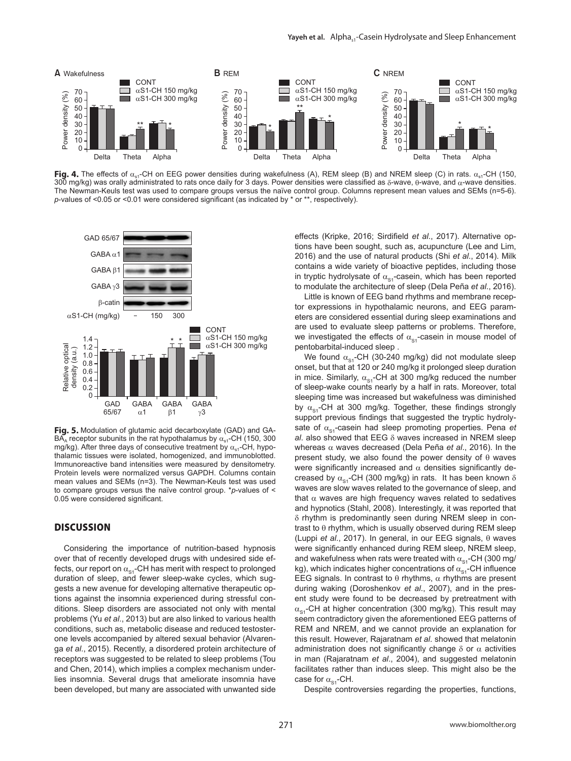**Fig. 4.** The effects of $\alpha_{s1}$-CH on EEG power densities during wakefulness (A), REM sleep (B) and NREM sleep (C) in rats. $\alpha_{s1}$-CH (150, 300 mg/kg) was orally administrated to rats once daily for 3 days. Power densities were classified as δ-wave, θ-wave, and α-wave densities. The Newman-Keuls test was used to compare groups versus the naïve control group. Columns represent mean values and SEMs (n=5-6). *p*-values of <0.05 or <0.01 were considered significant (as indicated by * or **, respectively).

**Fig. 5.** Modulation of glutamic acid decarboxylate (GAD) and $GABA_A$ receptor subunits in the rat hypothalamus by $\alpha_{s1}$-CH (150, 300 mg/kg). After three days of consecutive treatment by $\alpha_{s1}$-CH, hypothalamic tissues were isolated, homogenized, and immunoblotted. Immunoreactive band intensities were measured by densitometry. Protein levels were normalized versus GAPDH. Columns contain mean values and SEMs (n=3). The Newman-Keuls test was used to compare groups versus the naïve control group. *\*p*-values of < 0.05 were considered significant.

## DISCUSSION

Considering the importance of nutrition-based hypnosis over that of recently developed drugs with undesired side effects, our report on $\alpha_{s1}$-CH has merit with respect to prolonged duration of sleep, and fewer sleep-wake cycles, which suggests a new avenue for developing alternative therapeutic options against the insomnia experienced during stressful conditions. Sleep disorders are associated not only with mental problems (Yu *et al*., 2013) but are also linked to various health conditions, such as, metabolic disease and reduced testosterone levels accompanied by altered sexual behavior (Alvarenga *et al*., 2015). Recently, a disordered protein architecture of receptors was suggested to be related to sleep problems (Tou and Chen, 2014), which implies a complex mechanism underlies insomnia. Several drugs that ameliorate insomnia have been developed, but many are associated with unwanted side effects (Kripke, 2016; Sirdifield *et al*., 2017). Alternative options have been sought, such as, acupuncture (Lee and Lim, 2016) and the use of natural products (Shi *et al*., 2014). Milk contains a wide variety of bioactive peptides, including those in tryptic hydrolysate of $\alpha_{s1}$-casein, which has been reported to modulate the architecture of sleep (Dela Peña *et al*., 2016).

Little is known of EEG band rhythms and membrane receptor expressions in hypothalamic neurons, and EEG parameters are considered essential during sleep examinations and are used to evaluate sleep patterns or problems. Therefore, we investigated the effects of $\alpha_{s1}$-casein in mouse model of pentobarbital-induced sleep .

We found $\alpha_{s1}$-CH (30-240 mg/kg) did not modulate sleep onset, but that at 120 or 240 mg/kg it prolonged sleep duration in mice. Similarly, $\alpha_{s1}$-CH at 300 mg/kg reduced the number of sleep-wake counts nearly by a half in rats. Moreover, total sleeping time was increased but wakefulness was diminished by $\alpha_{s1}$-CH at 300 mg/kg. Together, these findings strongly support previous findings that suggested the tryptic hydrolysate of $\alpha_{s1}$-casein had sleep promoting properties. Pena *et al*. also showed that EEG δ waves increased in NREM sleep whereas α waves decreased (Dela Peña *et al*., 2016). In the present study, we also found the power density of θ waves were significantly increased and α densities significantly decreased by $\alpha_{s1}$-CH (300 mg/kg) in rats. It has been known δ waves are slow waves related to the governance of sleep, and that α waves are high frequency waves related to sedatives and hypnotics (Stahl, 2008). Interestingly, it was reported that δ rhythm is predominantly seen during NREM sleep in contrast to θ rhythm, which is usually observed during REM sleep (Luppi *et al*., 2017). In general, in our EEG signals, θ waves were significantly enhanced during REM sleep, NREM sleep, and wakefulness when rats were treated with $\alpha_{s1}$-CH (300 mg/kg), which indicates higher concentrations of $\alpha_{s1}$-CH influence EEG signals. In contrast to θ rhythms, α rhythms are present during waking (Doroshenkov *et al*., 2007), and in the present study were found to be decreased by pretreatment with $\alpha_{s1}$-CH at higher concentration (300 mg/kg). This result may seem contradictory given the aforementioned EEG patterns of REM and NREM, and we cannot provide an explanation for this result. However, Rajaratnam *et al*. showed that melatonin administration does not significantly change δ or α activities in man (Rajaratnam *et al*., 2004), and suggested melatonin facilitates rather than induces sleep. This might also be the case for $\alpha_{s1}$-CH.

Despite controversies regarding the properties, functions,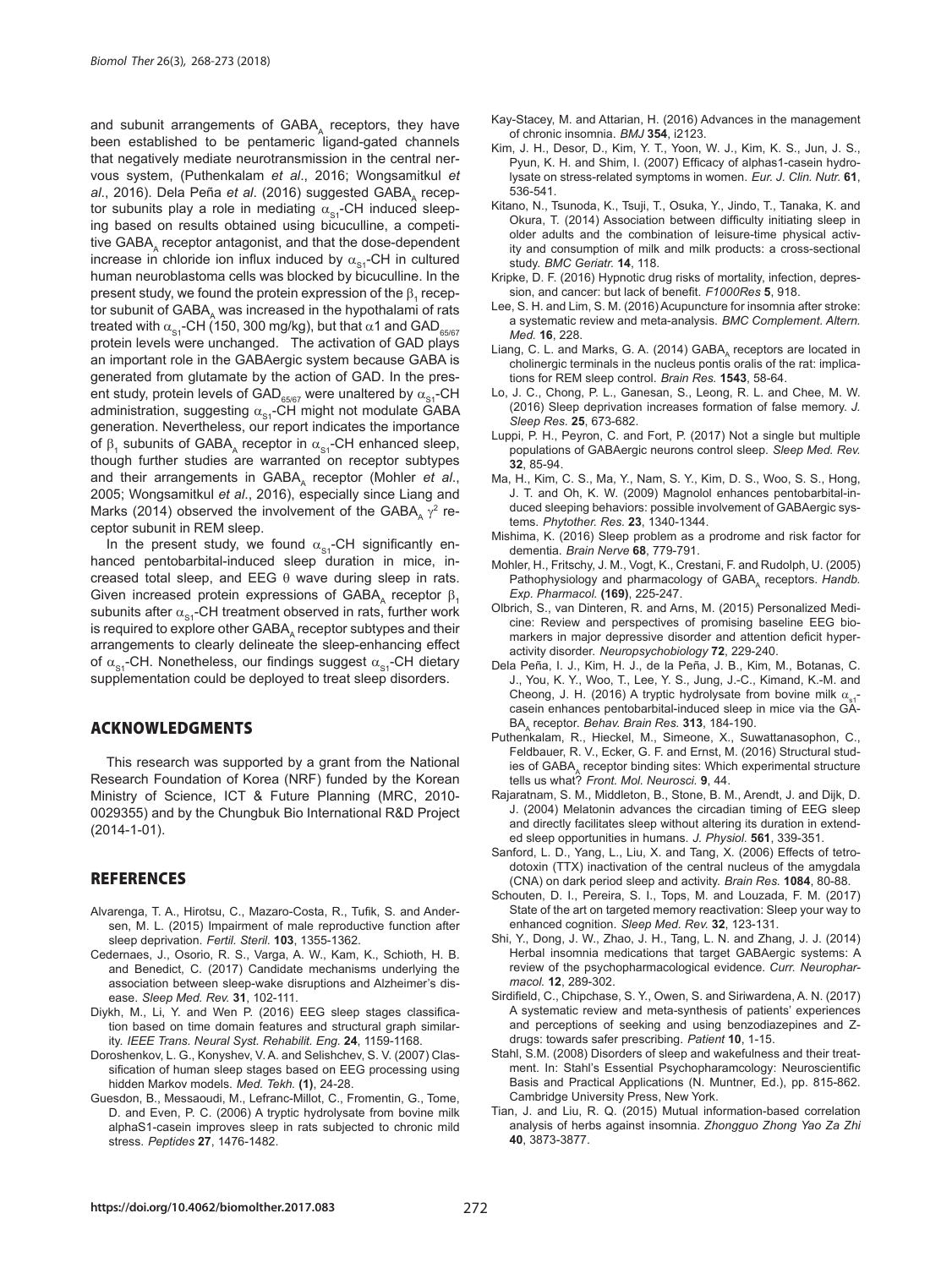and subunit arrangements of $GABA_A$ receptors, they have been established to be pentameric ligand-gated channels that negatively mediate neurotransmission in the central nervous system, (Puthenkalam *et al*., 2016; Wongsamitkul *et al*., 2016). Dela Peña *et al*. (2016) suggested $GABA_A$ receptor subunits play a role in mediating $\alpha_{S1}$-CH induced sleeping based on results obtained using bicuculline, a competitive $GABA_A$ receptor antagonist, and that the dose-dependent increase in chloride ion influx induced by $\alpha_{S1}$-CH in cultured human neuroblastoma cells was blocked by bicuculline. In the present study, we found the protein expression of the $\beta_1$ receptor subunit of $GABA_A$ was increased in the hypothalami of rats treated with $\alpha_{S1}$-CH (150, 300 mg/kg), but that $\alpha$1 and $GAD_{65/67}$ protein levels were unchanged. The activation of GAD plays an important role in the GABAergic system because GABA is generated from glutamate by the action of GAD. In the present study, protein levels of $GAD_{65/67}$ were unaltered by $\alpha_{S1}$-CH administration, suggesting $\alpha_{S1}$-CH might not modulate GABA generation. Nevertheless, our report indicates the importance of $\beta_1$ subunits of $GABA_A$ receptor in $\alpha_{S1}$-CH enhanced sleep, though further studies are warranted on receptor subtypes and their arrangements in $GABA_A$ receptor (Mohler *et al*., 2005; Wongsamitkul *et al*., 2016), especially since Liang and Marks (2014) observed the involvement of the $GABA_A$ $\gamma^2$ receptor subunit in REM sleep.

In the present study, we found $\alpha_{S1}$-CH significantly enhanced pentobarbital-induced sleep duration in mice, increased total sleep, and EEG $\theta$ wave during sleep in rats. Given increased protein expressions of $GABA_A$ receptor $\beta_1$ subunits after $\alpha_{S1}$-CH treatment observed in rats, further work is required to explore other $GABA_A$ receptor subtypes and their arrangements to clearly delineate the sleep-enhancing effect of $\alpha_{S1}$-CH. Nonetheless, our findings suggest $\alpha_{S1}$-CH dietary supplementation could be deployed to treat sleep disorders.

## ACKNOWLEDGMENTS

This research was supported by a grant from the National Research Foundation of Korea (NRF) funded by the Korean Ministry of Science, ICT & Future Planning (MRC, 2010-0029355) and by the Chungbuk Bio International R&D Project (2014-1-01).

## REFERENCES

Alvarenga, T. A., Hirotsu, C., Mazaro-Costa, R., Tufik, S. and Andersen, M. L. (2015) Impairment of male reproductive function after sleep deprivation. *Fertil. Steril.* **103**, 1355-1362.

Cedernaes, J., Osorio, R. S., Varga, A. W., Kam, K., Schioth, H. B. and Benedict, C. (2017) Candidate mechanisms underlying the association between sleep-wake disruptions and Alzheimer's disease. *Sleep Med. Rev.* **31**, 102-111.

Diykh, M., Li, Y. and Wen P. (2016) EEG sleep stages classification based on time domain features and structural graph similarity. *IEEE Trans. Neural Syst. Rehabilit. Eng.* **24**, 1159-1168.

Doroshenkov, L. G., Konyshev, V. A. and Selishchev, S. V. (2007) Classification of human sleep stages based on EEG processing using hidden Markov models. *Med. Tekh.* **(1)**, 24-28.

Guesdon, B., Messaoudi, M., Lefranc-Millot, C., Fromentin, G., Tome, D. and Even, P. C. (2006) A tryptic hydrolysate from bovine milk alphaS1-casein improves sleep in rats subjected to chronic mild stress. *Peptides* **27**, 1476-1482.

Kay-Stacey, M. and Attarian, H. (2016) Advances in the management of chronic insomnia. *BMJ* **354**, i2123.

Kim, J. H., Desor, D., Kim, Y. T., Yoon, W. J., Kim, K. S., Jun, J. S., Pyun, K. H. and Shim, I. (2007) Efficacy of alphas1-casein hydrolysate on stress-related symptoms in women. *Eur. J. Clin. Nutr.* **61**, 536-541.

Kitano, N., Tsunoda, K., Tsuji, T., Osuka, Y., Jindo, T., Tanaka, K. and Okura, T. (2014) Association between difficulty initiating sleep in older adults and the combination of leisure-time physical activity and consumption of milk and milk products: a cross-sectional study. *BMC Geriatr.* **14**, 118.

Kripke, D. F. (2016) Hypnotic drug risks of mortality, infection, depression, and cancer: but lack of benefit. *F1000Res* **5**, 918.

Lee, S. H. and Lim, S. M. (2016) Acupuncture for insomnia after stroke: a systematic review and meta-analysis. *BMC Complement. Altern. Med.* **16**, 228.

Liang, C. L. and Marks, G. A. (2014) $GABA_A$ receptors are located in cholinergic terminals in the nucleus pontis oralis of the rat: implications for REM sleep control. *Brain Res.* **1543**, 58-64.

Lo, J. C., Chong, P. L., Ganesan, S., Leong, R. L. and Chee, M. W. (2016) Sleep deprivation increases formation of false memory. *J. Sleep Res.* **25**, 673-682.

Luppi, P. H., Peyron, C. and Fort, P. (2017) Not a single but multiple populations of GABAergic neurons control sleep. *Sleep Med. Rev.* **32**, 85-94.

Ma, H., Kim, C. S., Ma, Y., Nam, S. Y., Kim, D. S., Woo, S. S., Hong, J. T. and Oh, K. W. (2009) Magnolol enhances pentobarbital-induced sleeping behaviors: possible involvement of GABAergic systems. *Phytother. Res.* **23**, 1340-1344.

Mishima, K. (2016) Sleep problem as a prodrome and risk factor for dementia. *Brain Nerve* **68**, 779-791.

Mohler, H., Fritschy, J. M., Vogt, K., Crestani, F. and Rudolph, U. (2005) Pathophysiology and pharmacology of $GABA_A$ receptors. *Handb. Exp. Pharmacol.* **(169)**, 225-247.

Olbrich, S., van Dinteren, R. and Arns, M. (2015) Personalized Medicine: Review and perspectives of promising baseline EEG biomarkers in major depressive disorder and attention deficit hyperactivity disorder. *Neuropsychobiology* **72**, 229-240.

Dela Peña, I. J., Kim, H. J., de la Peña, J. B., Kim, M., Botanas, C. J., You, K. Y., Woo, T., Lee, Y. S., Jung, J.-C., Kimand, K.-M. and Cheong, J. H. (2016) A tryptic hydrolysate from bovine milk $\alpha_{s1}$-casein enhances pentobarbital-induced sleep in mice via the $GABA_A$ receptor. *Behav. Brain Res.* **313**, 184-190.

Puthenkalam, R., Hieckel, M., Simeone, X., Suwattanasophon, C., Feldbauer, R. V., Ecker, G. F. and Ernst, M. (2016) Structural studies of $GABA_A$ receptor binding sites: Which experimental structure tells us what? *Front. Mol. Neurosci.* **9**, 44.

Rajaratnam, S. M., Middleton, B., Stone, B. M., Arendt, J. and Dijk, D. J. (2004) Melatonin advances the circadian timing of EEG sleep and directly facilitates sleep without altering its duration in extended sleep opportunities in humans. *J. Physiol.* **561**, 339-351.

Sanford, L. D., Yang, L., Liu, X. and Tang, X. (2006) Effects of tetrodotoxin (TTX) inactivation of the central nucleus of the amygdala (CNA) on dark period sleep and activity. *Brain Res.* **1084**, 80-88.

Schouten, D. I., Pereira, S. I., Tops, M. and Louzada, F. M. (2017) State of the art on targeted memory reactivation: Sleep your way to enhanced cognition. *Sleep Med. Rev.* **32**, 123-131.

Shi, Y., Dong, J. W., Zhao, J. H., Tang, L. N. and Zhang, J. J. (2014) Herbal insomnia medications that target GABAergic systems: A review of the psychopharmacological evidence. *Curr. Neuropharmacol.* **12**, 289-302.

Sirdifield, C., Chipchase, S. Y., Owen, S. and Siriwardena, A. N. (2017) A systematic review and meta-synthesis of patients' experiences and perceptions of seeking and using benzodiazepines and Z-drugs: towards safer prescribing. *Patient* **10**, 1-15.

Stahl, S.M. (2008) Disorders of sleep and wakefulness and their treatment. In: Stahl's Essential Psychopharamcology: Neuroscientific Basis and Practical Applications (N. Muntner, Ed.), pp. 815-862. Cambridge University Press, New York.

Tian, J. and Liu, R. Q. (2015) Mutual information-based correlation analysis of herbs against insomnia. *Zhongguo Zhong Yao Za Zhi* **40**, 3873-3877.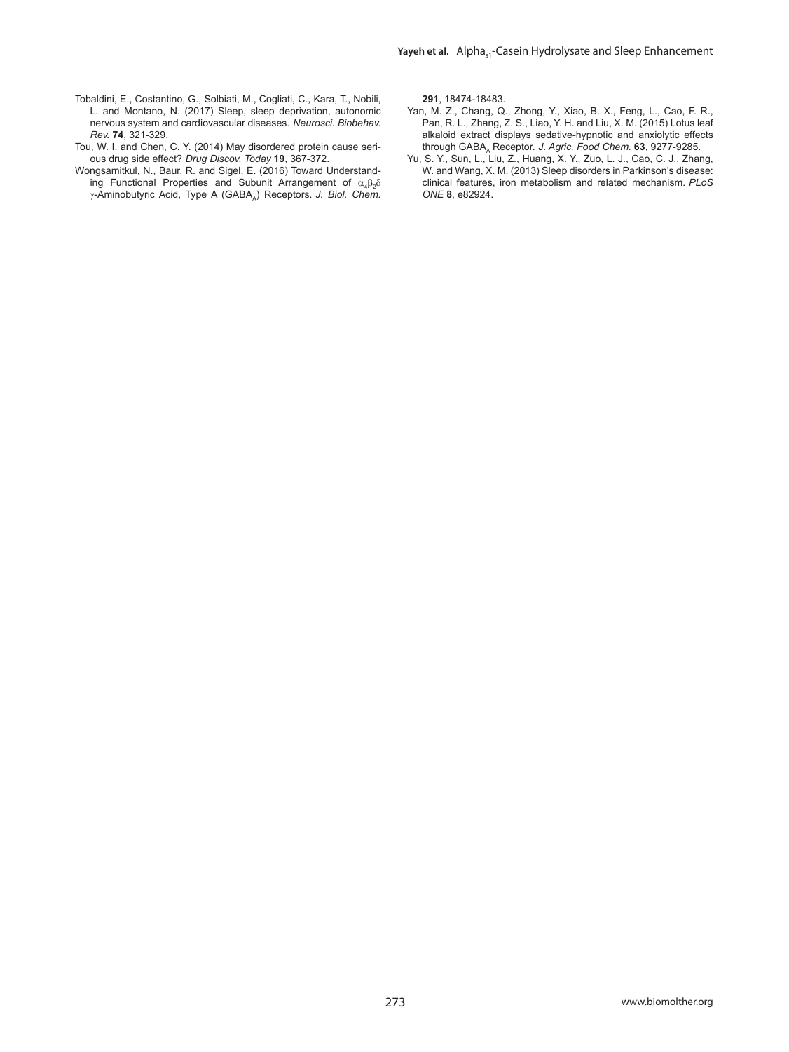Tobaldini, E., Costantino, G., Solbiati, M., Cogliati, C., Kara, T., Nobili, L. and Montano, N. (2017) Sleep, sleep deprivation, autonomic nervous system and cardiovascular diseases. *Neurosci. Biobehav. Rev.* **74**, 321-329.

Tou, W. I. and Chen, C. Y. (2014) May disordered protein cause serious drug side effect? *Drug Discov. Today* **19**, 367-372.

Wongsamitkul, N., Baur, R. and Sigel, E. (2016) Toward Understanding Functional Properties and Subunit Arrangement of $\alpha_4\beta_2\delta$ $\gamma$-Aminobutyric Acid, Type A ($GABA_A$) Receptors. *J. Biol. Chem.* **291**, 18474-18483.

Yan, M. Z., Chang, Q., Zhong, Y., Xiao, B. X., Feng, L., Cao, F. R., Pan, R. L., Zhang, Z. S., Liao, Y. H. and Liu, X. M. (2015) Lotus leaf alkaloid extract displays sedative-hypnotic and anxiolytic effects through $GABA_A$ Receptor. *J. Agric. Food Chem.* **63**, 9277-9285.

Yu, S. Y., Sun, L., Liu, Z., Huang, X. Y., Zuo, L. J., Cao, C. J., Zhang, W. and Wang, X. M. (2013) Sleep disorders in Parkinson's disease: clinical features, iron metabolism and related mechanism. *PLoS ONE* **8**, e82924.